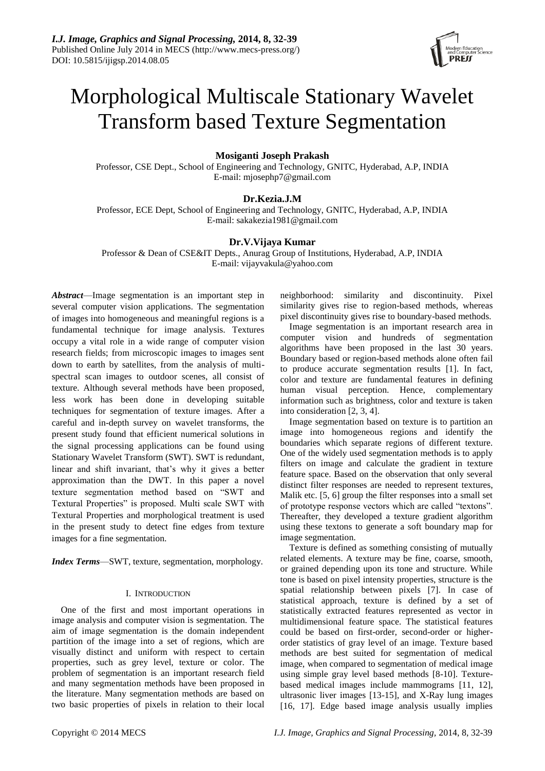# Morphological Multiscale Stationary Wavelet Transform based Texture Segmentation

**Mosiganti Joseph Prakash**

Professor, CSE Dept., School of Engineering and Technology, GNITC, Hyderabad, A.P, INDIA
E-mail: mjosephp7@gmail.com

**Dr.Kezia.J.M**

Professor, ECE Dept, School of Engineering and Technology, GNITC, Hyderabad, A.P, INDIA
E-mail: sakakezia1981@gmail.com

**Dr.V.Vijaya Kumar**

Professor & Dean of CSE&IT Depts., Anurag Group of Institutions, Hyderabad, A.P, INDIA
E-mail: vijayvakula@yahoo.com

***Abstract***—Image segmentation is an important step in several computer vision applications. The segmentation of images into homogeneous and meaningful regions is a fundamental technique for image analysis. Textures occupy a vital role in a wide range of computer vision research fields; from microscopic images to images sent down to earth by satellites, from the analysis of multi-spectral scan images to outdoor scenes, all consist of texture. Although several methods have been proposed, less work has been done in developing suitable techniques for segmentation of texture images. After a careful and in-depth survey on wavelet transforms, the present study found that efficient numerical solutions in the signal processing applications can be found using Stationary Wavelet Transform (SWT). SWT is redundant, linear and shift invariant, that's why it gives a better approximation than the DWT. In this paper a novel texture segmentation method based on "SWT and Textural Properties" is proposed. Multi scale SWT with Textural Properties and morphological treatment is used in the present study to detect fine edges from texture images for a fine segmentation.

***Index Terms***—SWT, texture, segmentation, morphology.

## I. Introduction

One of the first and most important operations in image analysis and computer vision is segmentation. The aim of image segmentation is the domain independent partition of the image into a set of regions, which are visually distinct and uniform with respect to certain properties, such as grey level, texture or color. The problem of segmentation is an important research field and many segmentation methods have been proposed in the literature. Many segmentation methods are based on two basic properties of pixels in relation to their local neighborhood: similarity and discontinuity. Pixel similarity gives rise to region-based methods, whereas pixel discontinuity gives rise to boundary-based methods.

Image segmentation is an important research area in computer vision and hundreds of segmentation algorithms have been proposed in the last 30 years. Boundary based or region-based methods alone often fail to produce accurate segmentation results [1]. In fact, color and texture are fundamental features in defining human visual perception. Hence, complementary information such as brightness, color and texture is taken into consideration [2, 3, 4].

Image segmentation based on texture is to partition an image into homogeneous regions and identify the boundaries which separate regions of different texture. One of the widely used segmentation methods is to apply filters on image and calculate the gradient in texture feature space. Based on the observation that only several distinct filter responses are needed to represent textures, Malik etc. [5, 6] group the filter responses into a small set of prototype response vectors which are called "textons". Thereafter, they developed a texture gradient algorithm using these textons to generate a soft boundary map for image segmentation.

Texture is defined as something consisting of mutually related elements. A texture may be fine, coarse, smooth, or grained depending upon its tone and structure. While tone is based on pixel intensity properties, structure is the spatial relationship between pixels [7]. In case of statistical approach, texture is defined by a set of statistically extracted features represented as vector in multidimensional feature space. The statistical features could be based on first-order, second-order or higher-order statistics of gray level of an image. Texture based methods are best suited for segmentation of medical image, when compared to segmentation of medical image using simple gray level based methods [8-10]. Texture-based medical images include mammograms [11, 12], ultrasonic liver images [13-15], and X-Ray lung images [16, 17]. Edge based image analysis usually implies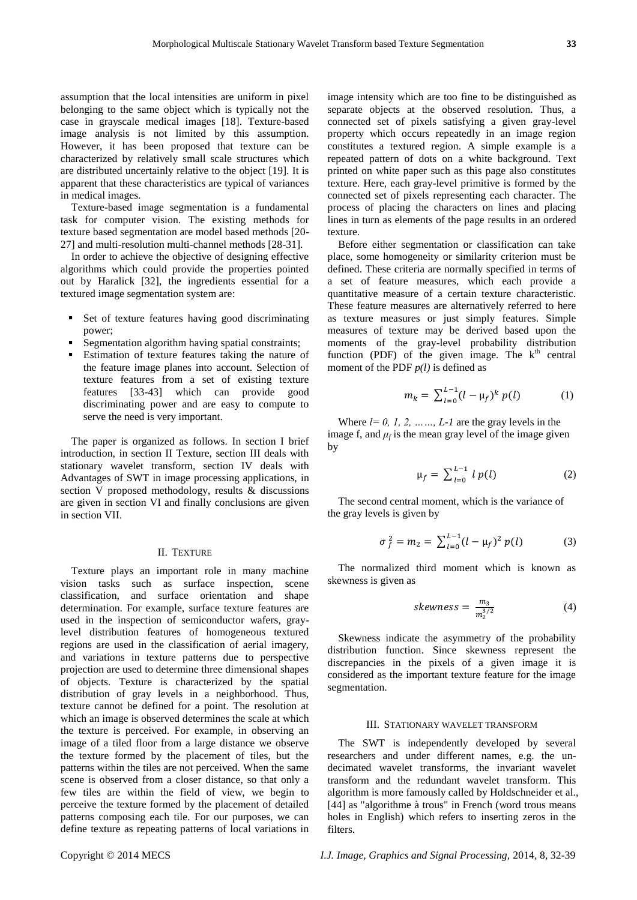assumption that the local intensities are uniform in pixel belonging to the same object which is typically not the case in grayscale medical images [18]. Texture-based image analysis is not limited by this assumption. However, it has been proposed that texture can be characterized by relatively small scale structures which are distributed uncertainly relative to the object [19]. It is apparent that these characteristics are typical of variances in medical images.

Texture-based image segmentation is a fundamental task for computer vision. The existing methods for texture based segmentation are model based methods [20-27] and multi-resolution multi-channel methods [28-31].

In order to achieve the objective of designing effective algorithms which could provide the properties pointed out by Haralick [32], the ingredients essential for a textured image segmentation system are:

- Set of texture features having good discriminating power;
- Segmentation algorithm having spatial constraints;
- Estimation of texture features taking the nature of the feature image planes into account. Selection of texture features from a set of existing texture features [33-43] which can provide good discriminating power and are easy to compute to serve the need is very important.

The paper is organized as follows. In section I brief introduction, in section II Texture, section III deals with stationary wavelet transform, section IV deals with Advantages of SWT in image processing applications, in section V proposed methodology, results & discussions are given in section VI and finally conclusions are given in section VII.

## II. Texture

Texture plays an important role in many machine vision tasks such as surface inspection, scene classification, and surface orientation and shape determination. For example, surface texture features are used in the inspection of semiconductor wafers, gray-level distribution features of homogeneous textured regions are used in the classification of aerial imagery, and variations in texture patterns due to perspective projection are used to determine three dimensional shapes of objects. Texture is characterized by the spatial distribution of gray levels in a neighborhood. Thus, texture cannot be defined for a point. The resolution at which an image is observed determines the scale at which the texture is perceived. For example, in observing an image of a tiled floor from a large distance we observe the texture formed by the placement of tiles, but the patterns within the tiles are not perceived. When the same scene is observed from a closer distance, so that only a few tiles are within the field of view, we begin to perceive the texture formed by the placement of detailed patterns composing each tile. For our purposes, we can define texture as repeating patterns of local variations in image intensity which are too fine to be distinguished as separate objects at the observed resolution. Thus, a connected set of pixels satisfying a given gray-level property which occurs repeatedly in an image region constitutes a textured region. A simple example is a repeated pattern of dots on a white background. Text printed on white paper such as this page also constitutes texture. Here, each gray-level primitive is formed by the connected set of pixels representing each character. The process of placing the characters on lines and placing lines in turn as elements of the page results in an ordered texture.

Before either segmentation or classification can take place, some homogeneity or similarity criterion must be defined. These criteria are normally specified in terms of a set of feature measures, which each provide a quantitative measure of a certain texture characteristic. These feature measures are alternatively referred to here as texture measures or just simply features. Simple measures of texture may be derived based upon the moments of the gray-level probability distribution function (PDF) of the given image. The $k^{th}$ central moment of the PDF $p(l)$ is defined as

$$m_k = \sum_{l=0}^{L-1} (l - \mu_f)^k \, p(l) \qquad (1)$$

Where $l = 0, 1, 2, \ldots\ldots, L-1$ are the gray levels in the image f, and $\mu_f$ is the mean gray level of the image given by

$$\mu_f = \sum_{l=0}^{L-1} l \, p(l) \qquad (2)$$

The second central moment, which is the variance of the gray levels is given by

$$\sigma_f^2 = m_2 = \sum_{l=0}^{L-1} (l - \mu_f)^2 \, p(l) \qquad (3)$$

The normalized third moment which is known as skewness is given as

$$skewness = \frac{m_3}{m_2^{3/2}} \qquad (4)$$

Skewness indicate the asymmetry of the probability distribution function. Since skewness represent the discrepancies in the pixels of a given image it is considered as the important texture feature for the image segmentation.

## III. Stationary Wavelet Transform

The SWT is independently developed by several researchers and under different names, e.g. the un-decimated wavelet transforms, the invariant wavelet transform and the redundant wavelet transform. This algorithm is more famously called by Holdschneider et al., [44] as "algorithme à trous" in French (word trous means holes in English) which refers to inserting zeros in the filters.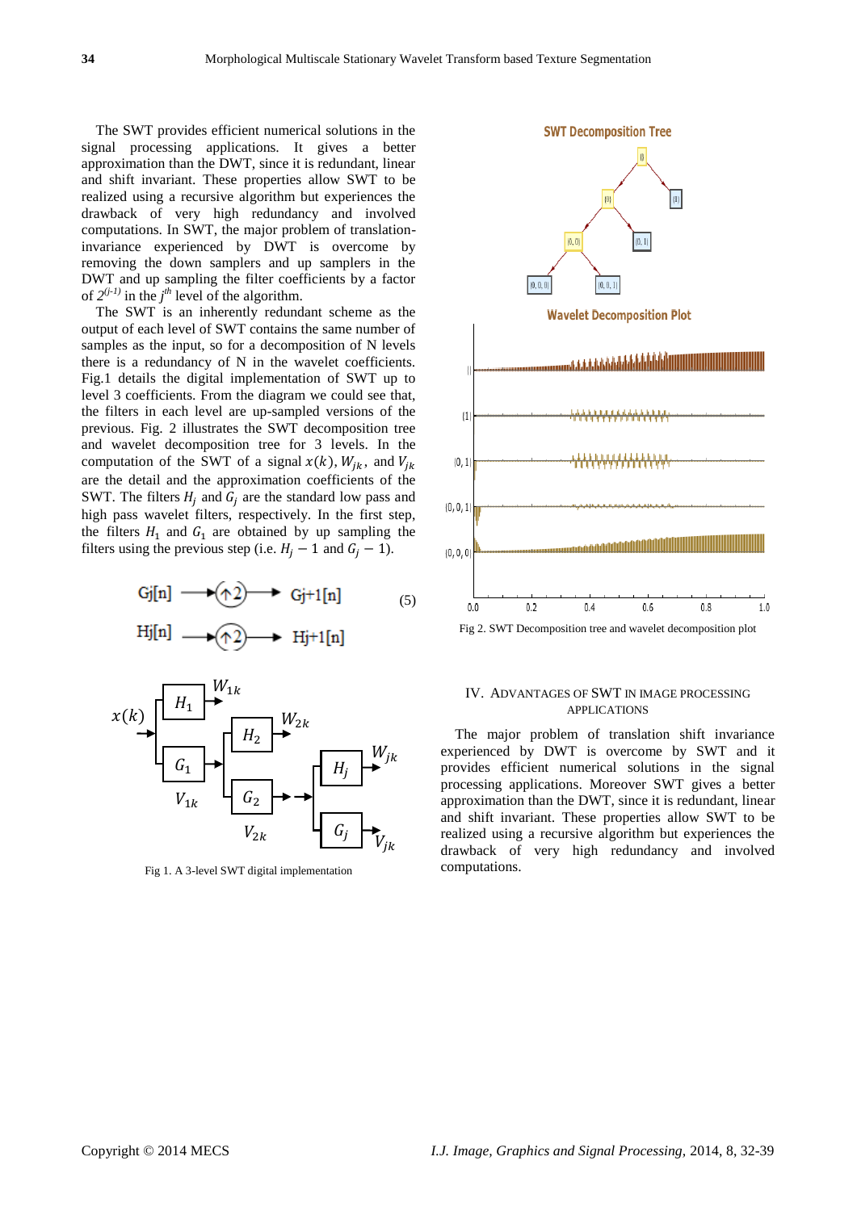The SWT provides efficient numerical solutions in the signal processing applications. It gives a better approximation than the DWT, since it is redundant, linear and shift invariant. These properties allow SWT to be realized using a recursive algorithm but experiences the drawback of very high redundancy and involved computations. In SWT, the major problem of translation-invariance experienced by DWT is overcome by removing the down samplers and up samplers in the DWT and up sampling the filter coefficients by a factor of $2^{(j-1)}$ in the $j^{th}$ level of the algorithm.

The SWT is an inherently redundant scheme as the output of each level of SWT contains the same number of samples as the input, so for a decomposition of N levels there is a redundancy of N in the wavelet coefficients. Fig.1 details the digital implementation of SWT up to level 3 coefficients. From the diagram we could see that, the filters in each level are up-sampled versions of the previous. Fig. 2 illustrates the SWT decomposition tree and wavelet decomposition tree for 3 levels. In the computation of the SWT of a signal $x(k)$, $W_{jk}$, and $V_{jk}$ are the detail and the approximation coefficients of the SWT. The filters $H_j$ and $G_j$ are the standard low pass and high pass wavelet filters, respectively. In the first step, the filters $H_1$ and $G_1$ are obtained by up sampling the filters using the previous step (i.e. $H_j - 1$ and $G_j - 1$).

$$G_j[n] \rightarrow (\uparrow 2) \rightarrow G_{j+1}[n]$$
$$H_j[n] \rightarrow (\uparrow 2) \rightarrow H_{j+1}[n] \quad (5)$$

Fig 1. A 3-level SWT digital implementation

Fig 2. SWT Decomposition tree and wavelet decomposition plot

## IV. Advantages of SWT in Image Processing Applications

The major problem of translation shift invariance experienced by DWT is overcome by SWT and it provides efficient numerical solutions in the signal processing applications. Moreover SWT gives a better approximation than the DWT, since it is redundant, linear and shift invariant. These properties allow SWT to be realized using a recursive algorithm but experiences the drawback of very high redundancy and involved computations.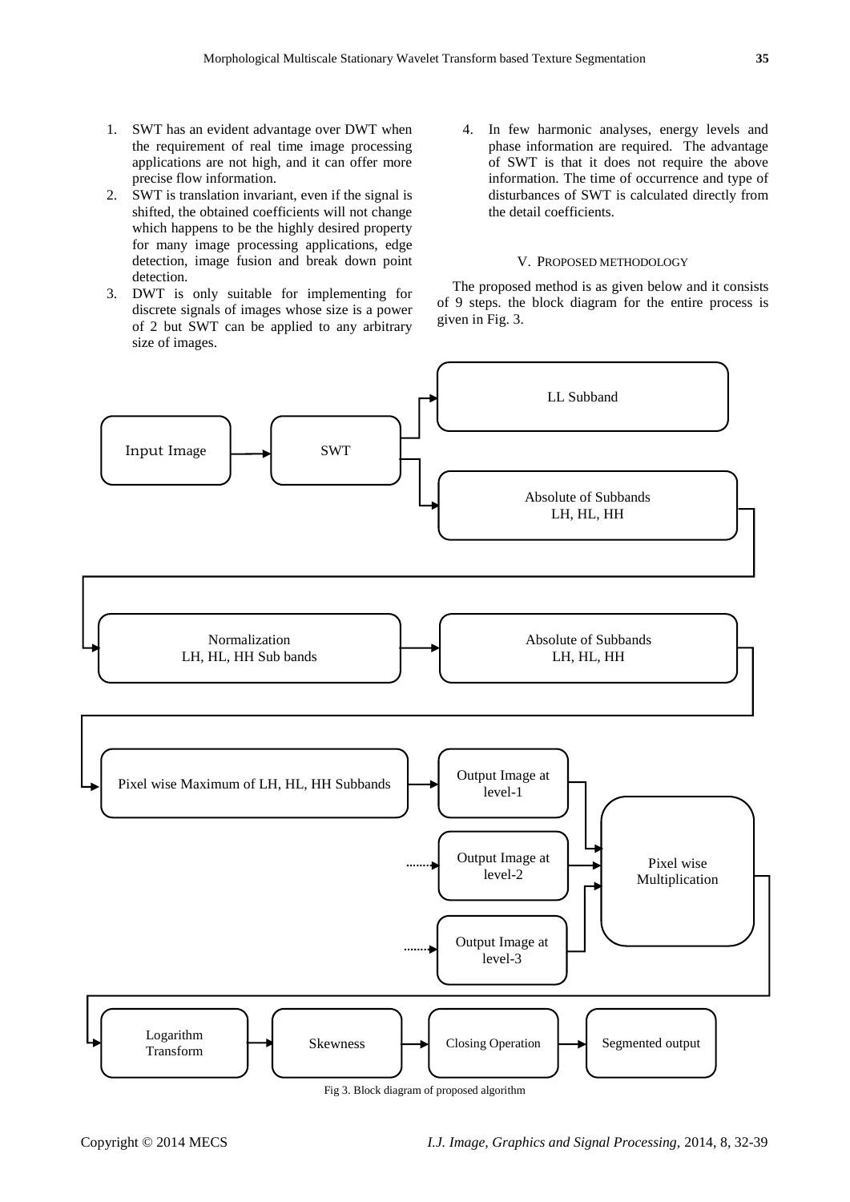1. SWT has an evident advantage over DWT when the requirement of real time image processing applications are not high, and it can offer more precise flow information.
2. SWT is translation invariant, even if the signal is shifted, the obtained coefficients will not change which happens to be the highly desired property for many image processing applications, edge detection, image fusion and break down point detection.
3. DWT is only suitable for implementing for discrete signals of images whose size is a power of 2 but SWT can be applied to any arbitrary size of images.
4. In few harmonic analyses, energy levels and phase information are required. The advantage of SWT is that it does not require the above information. The time of occurrence and type of disturbances of SWT is calculated directly from the detail coefficients.

## V. PROPOSED METHODOLOGY

The proposed method is as given below and it consists of 9 steps. the block diagram for the entire process is given in Fig. 3.

Input Image → SWT → LL Subband; Absolute of Subbands LH, HL, HH → Normalization LH, HL, HH Sub bands → Absolute of Subbands LH, HL, HH → Pixel wise Maximum of LH, HL, HH Subbands → Output Image at level-1; Output Image at level-2; Output Image at level-3 → Pixel wise Multiplication → Logarithm Transform → Skewness → Closing Operation → Segmented output

Fig 3. Block diagram of proposed algorithm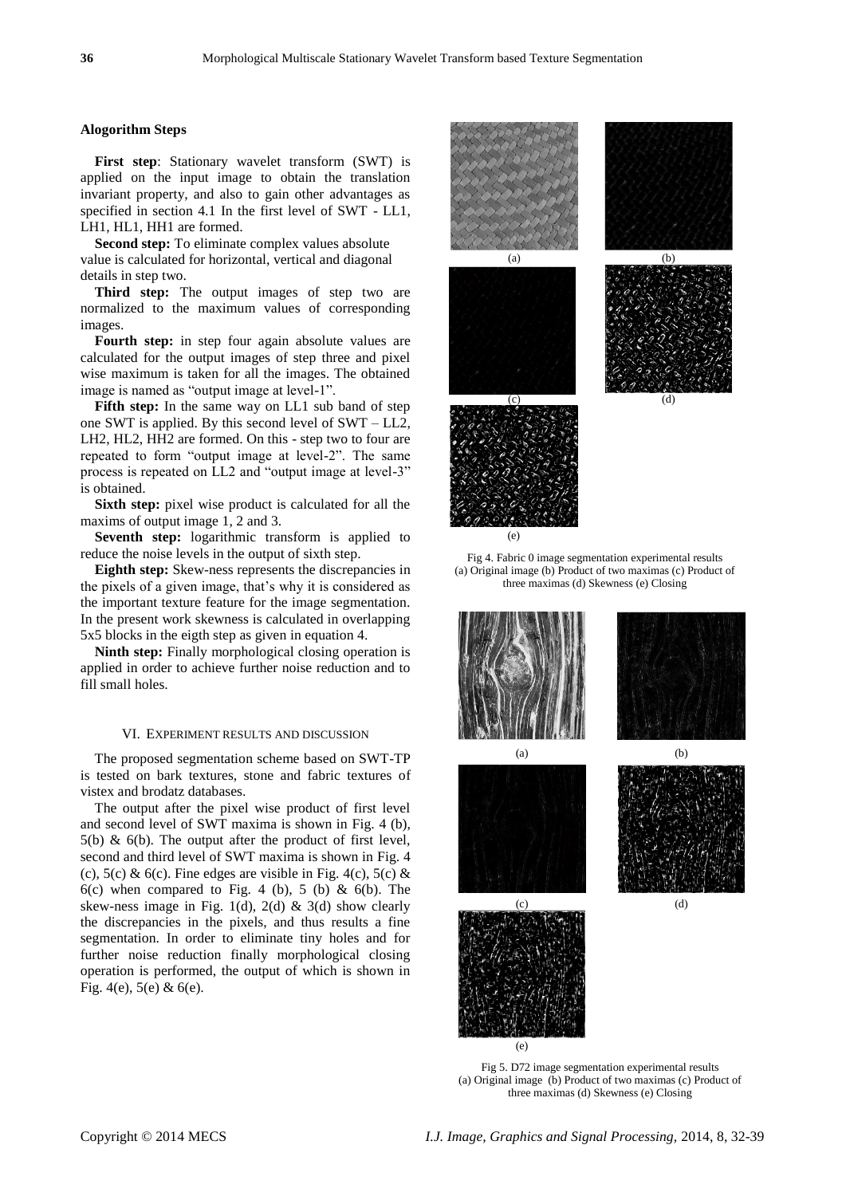**Alogorithm Steps**

**First step**: Stationary wavelet transform (SWT) is applied on the input image to obtain the translation invariant property, and also to gain other advantages as specified in section 4.1 In the first level of SWT - LL1, LH1, HL1, HH1 are formed.

**Second step:** To eliminate complex values absolute value is calculated for horizontal, vertical and diagonal details in step two.

**Third step:** The output images of step two are normalized to the maximum values of corresponding images.

**Fourth step:** in step four again absolute values are calculated for the output images of step three and pixel wise maximum is taken for all the images. The obtained image is named as "output image at level-1".

**Fifth step:** In the same way on LL1 sub band of step one SWT is applied. By this second level of SWT – LL2, LH2, HL2, HH2 are formed. On this - step two to four are repeated to form "output image at level-2". The same process is repeated on LL2 and "output image at level-3" is obtained.

**Sixth step:** pixel wise product is calculated for all the maxims of output image 1, 2 and 3.

**Seventh step:** logarithmic transform is applied to reduce the noise levels in the output of sixth step.

**Eighth step:** Skew-ness represents the discrepancies in the pixels of a given image, that's why it is considered as the important texture feature for the image segmentation. In the present work skewness is calculated in overlapping 5x5 blocks in the eigth step as given in equation 4.

**Ninth step:** Finally morphological closing operation is applied in order to achieve further noise reduction and to fill small holes.

## VI. Experiment Results and Discussion

The proposed segmentation scheme based on SWT-TP is tested on bark textures, stone and fabric textures of vistex and brodatz databases.

The output after the pixel wise product of first level and second level of SWT maxima is shown in Fig. 4 (b), 5(b) & 6(b). The output after the product of first level, second and third level of SWT maxima is shown in Fig. 4 (c), 5(c) & 6(c). Fine edges are visible in Fig. 4(c), 5(c) & 6(c) when compared to Fig. 4 (b), 5 (b) & 6(b). The skew-ness image in Fig. 1(d), 2(d) & 3(d) show clearly the discrepancies in the pixels, and thus results a fine segmentation. In order to eliminate tiny holes and for further noise reduction finally morphological closing operation is performed, the output of which is shown in Fig. 4(e), 5(e) & 6(e).

Fig 4. Fabric 0 image segmentation experimental results (a) Original image (b) Product of two maximas (c) Product of three maximas (d) Skewness (e) Closing

Fig 5. D72 image segmentation experimental results (a) Original image (b) Product of two maximas (c) Product of three maximas (d) Skewness (e) Closing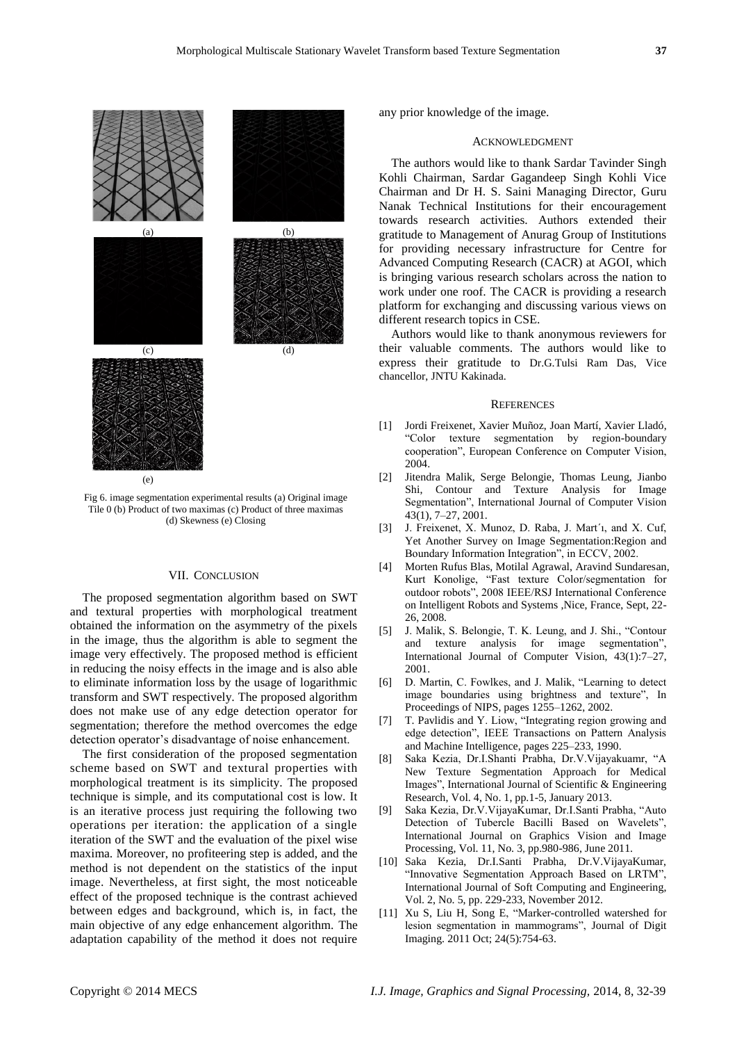(a) (b)

(c) (d)

(e)

Fig 6. image segmentation experimental results (a) Original image Tile 0 (b) Product of two maximas (c) Product of three maximas (d) Skewness (e) Closing

## VII. Conclusion

The proposed segmentation algorithm based on SWT and textural properties with morphological treatment obtained the information on the asymmetry of the pixels in the image, thus the algorithm is able to segment the image very effectively. The proposed method is efficient in reducing the noisy effects in the image and is also able to eliminate information loss by the usage of logarithmic transform and SWT respectively. The proposed algorithm does not make use of any edge detection operator for segmentation; therefore the method overcomes the edge detection operator's disadvantage of noise enhancement.

The first consideration of the proposed segmentation scheme based on SWT and textural properties with morphological treatment is its simplicity. The proposed technique is simple, and its computational cost is low. It is an iterative process just requiring the following two operations per iteration: the application of a single iteration of the SWT and the evaluation of the pixel wise maxima. Moreover, no profiteering step is added, and the method is not dependent on the statistics of the input image. Nevertheless, at first sight, the most noticeable effect of the proposed technique is the contrast achieved between edges and background, which is, in fact, the main objective of any edge enhancement algorithm. The adaptation capability of the method it does not require any prior knowledge of the image.

## Acknowledgment

The authors would like to thank Sardar Tavinder Singh Kohli Chairman, Sardar Gagandeep Singh Kohli Vice Chairman and Dr H. S. Saini Managing Director, Guru Nanak Technical Institutions for their encouragement towards research activities. Authors extended their gratitude to Management of Anurag Group of Institutions for providing necessary infrastructure for Centre for Advanced Computing Research (CACR) at AGOI, which is bringing various research scholars across the nation to work under one roof. The CACR is providing a research platform for exchanging and discussing various views on different research topics in CSE.

Authors would like to thank anonymous reviewers for their valuable comments. The authors would like to express their gratitude to Dr.G.Tulsi Ram Das, Vice chancellor, JNTU Kakinada.

## References

[1] Jordi Freixenet, Xavier Muñoz, Joan Martí, Xavier Lladó, "Color texture segmentation by region-boundary cooperation", European Conference on Computer Vision, 2004.

[2] Jitendra Malik, Serge Belongie, Thomas Leung, Jianbo Shi, Contour and Texture Analysis for Image Segmentation", International Journal of Computer Vision 43(1), 7–27, 2001.

[3] J. Freixenet, X. Munoz, D. Raba, J. Mart´ı, and X. Cuf, Yet Another Survey on Image Segmentation:Region and Boundary Information Integration", in ECCV, 2002.

[4] Morten Rufus Blas, Motilal Agrawal, Aravind Sundaresan, Kurt Konolige, "Fast texture Color/segmentation for outdoor robots", 2008 IEEE/RSJ International Conference on Intelligent Robots and Systems ,Nice, France, Sept, 22-26, 2008.

[5] J. Malik, S. Belongie, T. K. Leung, and J. Shi., "Contour and texture analysis for image segmentation", International Journal of Computer Vision, 43(1):7–27, 2001.

[6] D. Martin, C. Fowlkes, and J. Malik, "Learning to detect image boundaries using brightness and texture", In Proceedings of NIPS, pages 1255–1262, 2002.

[7] T. Pavlidis and Y. Liow, "Integrating region growing and edge detection", IEEE Transactions on Pattern Analysis and Machine Intelligence, pages 225–233, 1990.

[8] Saka Kezia, Dr.I.Shanti Prabha, Dr.V.Vijayakuamr, "A New Texture Segmentation Approach for Medical Images", International Journal of Scientific & Engineering Research, Vol. 4, No. 1, pp.1-5, January 2013.

[9] Saka Kezia, Dr.V.VijayaKumar, Dr.I.Santi Prabha, "Auto Detection of Tubercle Bacilli Based on Wavelets", International Journal on Graphics Vision and Image Processing, Vol. 11, No. 3, pp.980-986, June 2011.

[10] Saka Kezia, Dr.I.Santi Prabha, Dr.V.VijayaKumar, "Innovative Segmentation Approach Based on LRTM", International Journal of Soft Computing and Engineering, Vol. 2, No. 5, pp. 229-233, November 2012.

[11] Xu S, Liu H, Song E, "Marker-controlled watershed for lesion segmentation in mammograms", Journal of Digit Imaging. 2011 Oct; 24(5):754-63.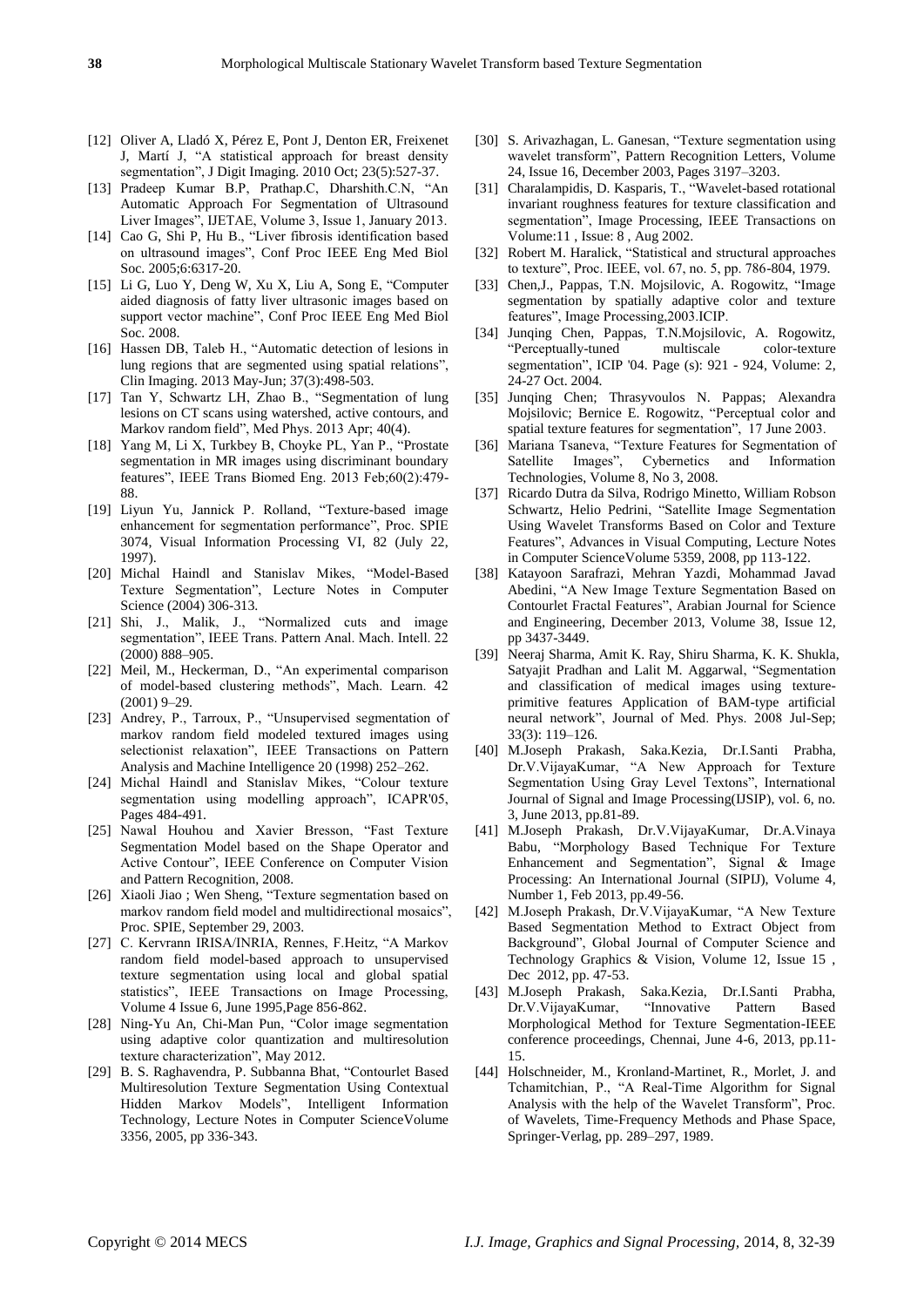[12] Oliver A, Lladó X, Pérez E, Pont J, Denton ER, Freixenet J, Martí J, "A statistical approach for breast density segmentation", J Digit Imaging. 2010 Oct; 23(5):527-37.

[13] Pradeep Kumar B.P, Prathap.C, Dharshith.C.N, "An Automatic Approach For Segmentation of Ultrasound Liver Images", IJETAE, Volume 3, Issue 1, January 2013.

[14] Cao G, Shi P, Hu B., "Liver fibrosis identification based on ultrasound images", Conf Proc IEEE Eng Med Biol Soc. 2005;6:6317-20.

[15] Li G, Luo Y, Deng W, Xu X, Liu A, Song E, "Computer aided diagnosis of fatty liver ultrasonic images based on support vector machine", Conf Proc IEEE Eng Med Biol Soc. 2008.

[16] Hassen DB, Taleb H., "Automatic detection of lesions in lung regions that are segmented using spatial relations", Clin Imaging. 2013 May-Jun; 37(3):498-503.

[17] Tan Y, Schwartz LH, Zhao B., "Segmentation of lung lesions on CT scans using watershed, active contours, and Markov random field", Med Phys. 2013 Apr; 40(4).

[18] Yang M, Li X, Turkbey B, Choyke PL, Yan P., "Prostate segmentation in MR images using discriminant boundary features", IEEE Trans Biomed Eng. 2013 Feb;60(2):479-88.

[19] Liyun Yu, Jannick P. Rolland, "Texture-based image enhancement for segmentation performance", Proc. SPIE 3074, Visual Information Processing VI, 82 (July 22, 1997).

[20] Michal Haindl and Stanislav Mikes, "Model-Based Texture Segmentation", Lecture Notes in Computer Science (2004) 306-313.

[21] Shi, J., Malik, J., "Normalized cuts and image segmentation", IEEE Trans. Pattern Anal. Mach. Intell. 22 (2000) 888–905.

[22] Meil, M., Heckerman, D., "An experimental comparison of model-based clustering methods", Mach. Learn. 42 (2001) 9–29.

[23] Andrey, P., Tarroux, P., "Unsupervised segmentation of markov random field modeled textured images using selectionist relaxation", IEEE Transactions on Pattern Analysis and Machine Intelligence 20 (1998) 252–262.

[24] Michal Haindl and Stanislav Mikes, "Colour texture segmentation using modelling approach", ICAPR'05, Pages 484-491.

[25] Nawal Houhou and Xavier Bresson, "Fast Texture Segmentation Model based on the Shape Operator and Active Contour", IEEE Conference on Computer Vision and Pattern Recognition, 2008.

[26] Xiaoli Jiao ; Wen Sheng, "Texture segmentation based on markov random field model and multidirectional mosaics", Proc. SPIE, September 29, 2003.

[27] C. Kervrann IRISA/INRIA, Rennes, F.Heitz, "A Markov random field model-based approach to unsupervised texture segmentation using local and global spatial statistics", IEEE Transactions on Image Processing, Volume 4 Issue 6, June 1995,Page 856-862.

[28] Ning-Yu An, Chi-Man Pun, "Color image segmentation using adaptive color quantization and multiresolution texture characterization", May 2012.

[29] B. S. Raghavendra, P. Subbanna Bhat, "Contourlet Based Multiresolution Texture Segmentation Using Contextual Hidden Markov Models", Intelligent Information Technology, Lecture Notes in Computer ScienceVolume 3356, 2005, pp 336-343.

[30] S. Arivazhagan, L. Ganesan, "Texture segmentation using wavelet transform", Pattern Recognition Letters, Volume 24, Issue 16, December 2003, Pages 3197–3203.

[31] Charalampidis, D. Kasparis, T., "Wavelet-based rotational invariant roughness features for texture classification and segmentation", Image Processing, IEEE Transactions on Volume:11 , Issue: 8 , Aug 2002.

[32] Robert M. Haralick, "Statistical and structural approaches to texture", Proc. IEEE, vol. 67, no. 5, pp. 786-804, 1979.

[33] Chen,J., Pappas, T.N. Mojsilovic, A. Rogowitz, "Image segmentation by spatially adaptive color and texture features", Image Processing,2003.ICIP.

[34] Junqing Chen, Pappas, T.N.Mojsilovic, A. Rogowitz, "Perceptually-tuned multiscale color-texture segmentation", ICIP '04. Page (s): 921 - 924, Volume: 2, 24-27 Oct. 2004.

[35] Junqing Chen; Thrasyvoulos N. Pappas; Alexandra Mojsilovic; Bernice E. Rogowitz, "Perceptual color and spatial texture features for segmentation", 17 June 2003.

[36] Mariana Tsaneva, "Texture Features for Segmentation of Satellite Images", Cybernetics and Information Technologies, Volume 8, No 3, 2008.

[37] Ricardo Dutra da Silva, Rodrigo Minetto, William Robson Schwartz, Helio Pedrini, "Satellite Image Segmentation Using Wavelet Transforms Based on Color and Texture Features", Advances in Visual Computing, Lecture Notes in Computer ScienceVolume 5359, 2008, pp 113-122.

[38] Katayoon Sarafrazi, Mehran Yazdi, Mohammad Javad Abedini, "A New Image Texture Segmentation Based on Contourlet Fractal Features", Arabian Journal for Science and Engineering, December 2013, Volume 38, Issue 12, pp 3437-3449.

[39] Neeraj Sharma, Amit K. Ray, Shiru Sharma, K. K. Shukla, Satyajit Pradhan and Lalit M. Aggarwal, "Segmentation and classification of medical images using texture-primitive features Application of BAM-type artificial neural network", Journal of Med. Phys. 2008 Jul-Sep; 33(3): 119–126.

[40] M.Joseph Prakash, Saka.Kezia, Dr.I.Santi Prabha, Dr.V.VijayaKumar, "A New Approach for Texture Segmentation Using Gray Level Textons", International Journal of Signal and Image Processing(IJSIP), vol. 6, no. 3, June 2013, pp.81-89.

[41] M.Joseph Prakash, Dr.V.VijayaKumar, Dr.A.Vinaya Babu, "Morphology Based Technique For Texture Enhancement and Segmentation", Signal & Image Processing: An International Journal (SIPIJ), Volume 4, Number 1, Feb 2013, pp.49-56.

[42] M.Joseph Prakash, Dr.V.VijayaKumar, "A New Texture Based Segmentation Method to Extract Object from Background", Global Journal of Computer Science and Technology Graphics & Vision, Volume 12, Issue 15 , Dec 2012, pp. 47-53.

[43] M.Joseph Prakash, Saka.Kezia, Dr.I.Santi Prabha, Dr.V.VijayaKumar, "Innovative Pattern Based Morphological Method for Texture Segmentation-IEEE conference proceedings, Chennai, June 4-6, 2013, pp.11-15.

[44] Holschneider, M., Kronland-Martinet, R., Morlet, J. and Tchamitchian, P., "A Real-Time Algorithm for Signal Analysis with the help of the Wavelet Transform", Proc. of Wavelets, Time-Frequency Methods and Phase Space, Springer-Verlag, pp. 289–297, 1989.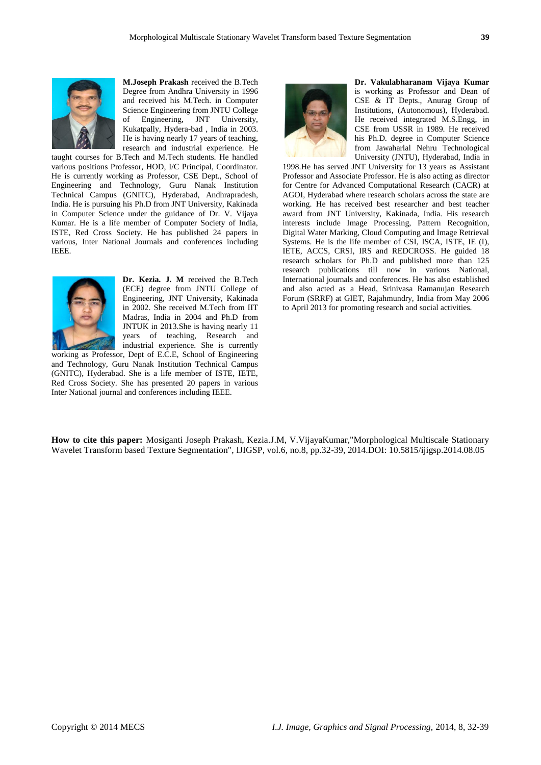**M.Joseph Prakash** received the B.Tech Degree from Andhra University in 1996 and received his M.Tech. in Computer Science Engineering from JNTU College of Engineering, JNT University, Kukatpally, Hydera-bad , India in 2003. He is having nearly 17 years of teaching, research and industrial experience. He taught courses for B.Tech and M.Tech students. He handled various positions Professor, HOD, I/C Principal, Coordinator. He is currently working as Professor, CSE Dept., School of Engineering and Technology, Guru Nanak Institution Technical Campus (GNITC), Hyderabad, Andhrapradesh, India. He is pursuing his Ph.D from JNT University, Kakinada in Computer Science under the guidance of Dr. V. Vijaya Kumar. He is a life member of Computer Society of India, ISTE, Red Cross Society. He has published 24 papers in various, Inter National Journals and conferences including IEEE.

**Dr. Kezia. J. M** received the B.Tech (ECE) degree from JNTU College of Engineering, JNT University, Kakinada in 2002. She received M.Tech from IIT Madras, India in 2004 and Ph.D from JNTUK in 2013.She is having nearly 11 years of teaching, Research and industrial experience. She is currently working as Professor, Dept of E.C.E, School of Engineering and Technology, Guru Nanak Institution Technical Campus (GNITC), Hyderabad. She is a life member of ISTE, IETE, Red Cross Society. She has presented 20 papers in various Inter National journal and conferences including IEEE.

**Dr. Vakulabharanam Vijaya Kumar** is working as Professor and Dean of CSE & IT Depts., Anurag Group of Institutions, (Autonomous), Hyderabad. He received integrated M.S.Engg, in CSE from USSR in 1989. He received his Ph.D. degree in Computer Science from Jawaharlal Nehru Technological University (JNTU), Hyderabad, India in 1998.He has served JNT University for 13 years as Assistant Professor and Associate Professor. He is also acting as director for Centre for Advanced Computational Research (CACR) at AGOI, Hyderabad where research scholars across the state are working. He has received best researcher and best teacher award from JNT University, Kakinada, India. His research interests include Image Processing, Pattern Recognition, Digital Water Marking, Cloud Computing and Image Retrieval Systems. He is the life member of CSI, ISCA, ISTE, IE (I), IETE, ACCS, CRSI, IRS and REDCROSS. He guided 18 research scholars for Ph.D and published more than 125 research publications till now in various National, International journals and conferences. He has also established and also acted as a Head, Srinivasa Ramanujan Research Forum (SRRF) at GIET, Rajahmundry, India from May 2006 to April 2013 for promoting research and social activities.

**How to cite this paper:** Mosiganti Joseph Prakash, Kezia.J.M, V.VijayaKumar,"Morphological Multiscale Stationary Wavelet Transform based Texture Segmentation", IJIGSP, vol.6, no.8, pp.32-39, 2014.DOI: 10.5815/ijigsp.2014.08.05